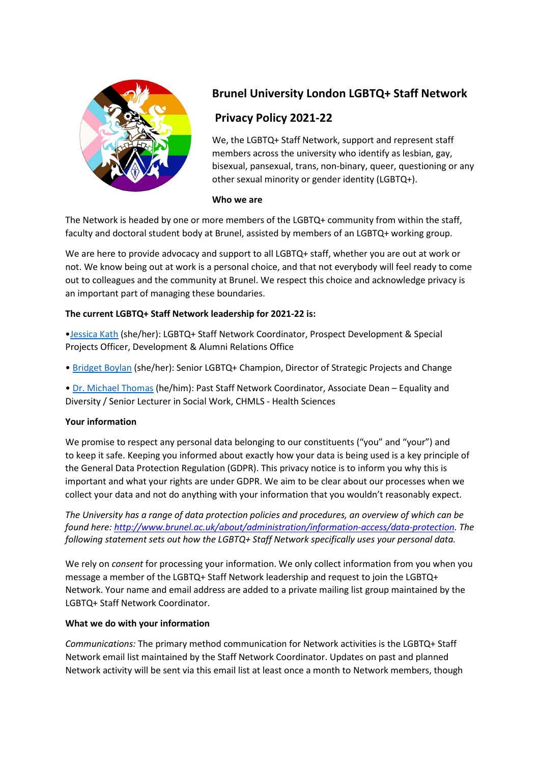# Brunel University London LGBTQ+ Staff Network

## Privacy Policy 2021-22

We, the LGBTQ+ Staff Network, support and represent staff members across the university who identify as lesbian, gay, bisexual, pansexual, trans, non-binary, queer, questioning or any other sexual minority or gender identity (LGBTQ+).

### Who we are

The Network is headed by one or more members of the LGBTQ+ community from within the staff, faculty and doctoral student body at Brunel, assisted by members of an LGBTQ+ working group.

We are here to provide advocacy and support to all LGBTQ+ staff, whether you are out at work or not. We know being out at work is a personal choice, and that not everybody will feel ready to come out to colleagues and the community at Brunel. We respect this choice and acknowledge privacy is an important part of managing these boundaries.

**The current LGBTQ+ Staff Network leadership for 2021-22 is:**

- Jessica Kath (she/her): LGBTQ+ Staff Network Coordinator, Prospect Development & Special Projects Officer, Development & Alumni Relations Office
- Bridget Boylan (she/her): Senior LGBTQ+ Champion, Director of Strategic Projects and Change
- Dr. Michael Thomas (he/him): Past Staff Network Coordinator, Associate Dean – Equality and Diversity / Senior Lecturer in Social Work, CHMLS - Health Sciences

### Your information

We promise to respect any personal data belonging to our constituents ("you" and "your") and to keep it safe. Keeping you informed about exactly how your data is being used is a key principle of the General Data Protection Regulation (GDPR). This privacy notice is to inform you why this is important and what your rights are under GDPR. We aim to be clear about our processes when we collect your data and not do anything with your information that you wouldn't reasonably expect.

*The University has a range of data protection policies and procedures, an overview of which can be found here: http://www.brunel.ac.uk/about/administration/information-access/data-protection. The following statement sets out how the LGBTQ+ Staff Network specifically uses your personal data.*

We rely on *consent* for processing your information. We only collect information from you when you message a member of the LGBTQ+ Staff Network leadership and request to join the LGBTQ+ Network. Your name and email address are added to a private mailing list group maintained by the LGBTQ+ Staff Network Coordinator.

### What we do with your information

*Communications:* The primary method communication for Network activities is the LGBTQ+ Staff Network email list maintained by the Staff Network Coordinator. Updates on past and planned Network activity will be sent via this email list at least once a month to Network members, though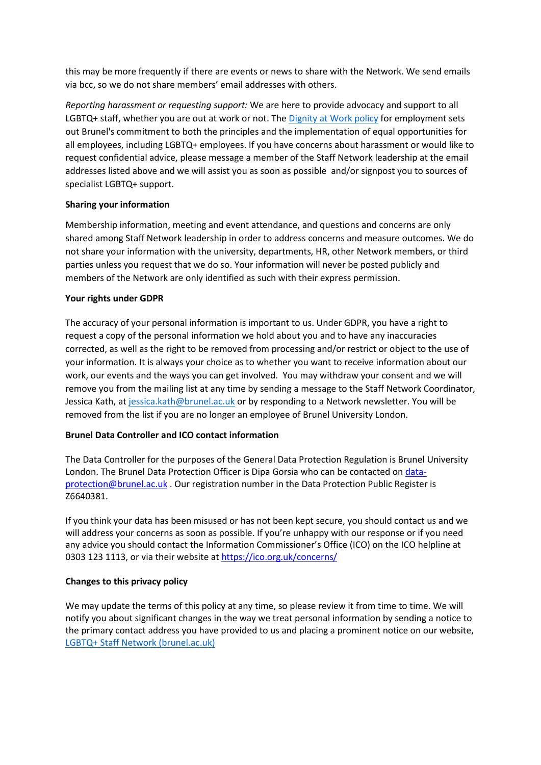this may be more frequently if there are events or news to share with the Network. We send emails via bcc, so we do not share members' email addresses with others.

*Reporting harassment or requesting support:* We are here to provide advocacy and support to all LGBTQ+ staff, whether you are out at work or not. The [Dignity at Work policy](#) for employment sets out Brunel's commitment to both the principles and the implementation of equal opportunities for all employees, including LGBTQ+ employees. If you have concerns about harassment or would like to request confidential advice, please message a member of the Staff Network leadership at the email addresses listed above and we will assist you as soon as possible and/or signpost you to sources of specialist LGBTQ+ support.

**Sharing your information**

Membership information, meeting and event attendance, and questions and concerns are only shared among Staff Network leadership in order to address concerns and measure outcomes. We do not share your information with the university, departments, HR, other Network members, or third parties unless you request that we do so. Your information will never be posted publicly and members of the Network are only identified as such with their express permission.

**Your rights under GDPR**

The accuracy of your personal information is important to us. Under GDPR, you have a right to request a copy of the personal information we hold about you and to have any inaccuracies corrected, as well as the right to be removed from processing and/or restrict or object to the use of your information. It is always your choice as to whether you want to receive information about our work, our events and the ways you can get involved. You may withdraw your consent and we will remove you from the mailing list at any time by sending a message to the Staff Network Coordinator, Jessica Kath, at jessica.kath@brunel.ac.uk or by responding to a Network newsletter. You will be removed from the list if you are no longer an employee of Brunel University London.

**Brunel Data Controller and ICO contact information**

The Data Controller for the purposes of the General Data Protection Regulation is Brunel University London. The Brunel Data Protection Officer is Dipa Gorsia who can be contacted on data-protection@brunel.ac.uk . Our registration number in the Data Protection Public Register is Z6640381.

If you think your data has been misused or has not been kept secure, you should contact us and we will address your concerns as soon as possible. If you're unhappy with our response or if you need any advice you should contact the Information Commissioner's Office (ICO) on the ICO helpline at 0303 123 1113, or via their website at https://ico.org.uk/concerns/

**Changes to this privacy policy**

We may update the terms of this policy at any time, so please review it from time to time. We will notify you about significant changes in the way we treat personal information by sending a notice to the primary contact address you have provided to us and placing a prominent notice on our website, [LGBTQ+ Staff Network (brunel.ac.uk)](#)